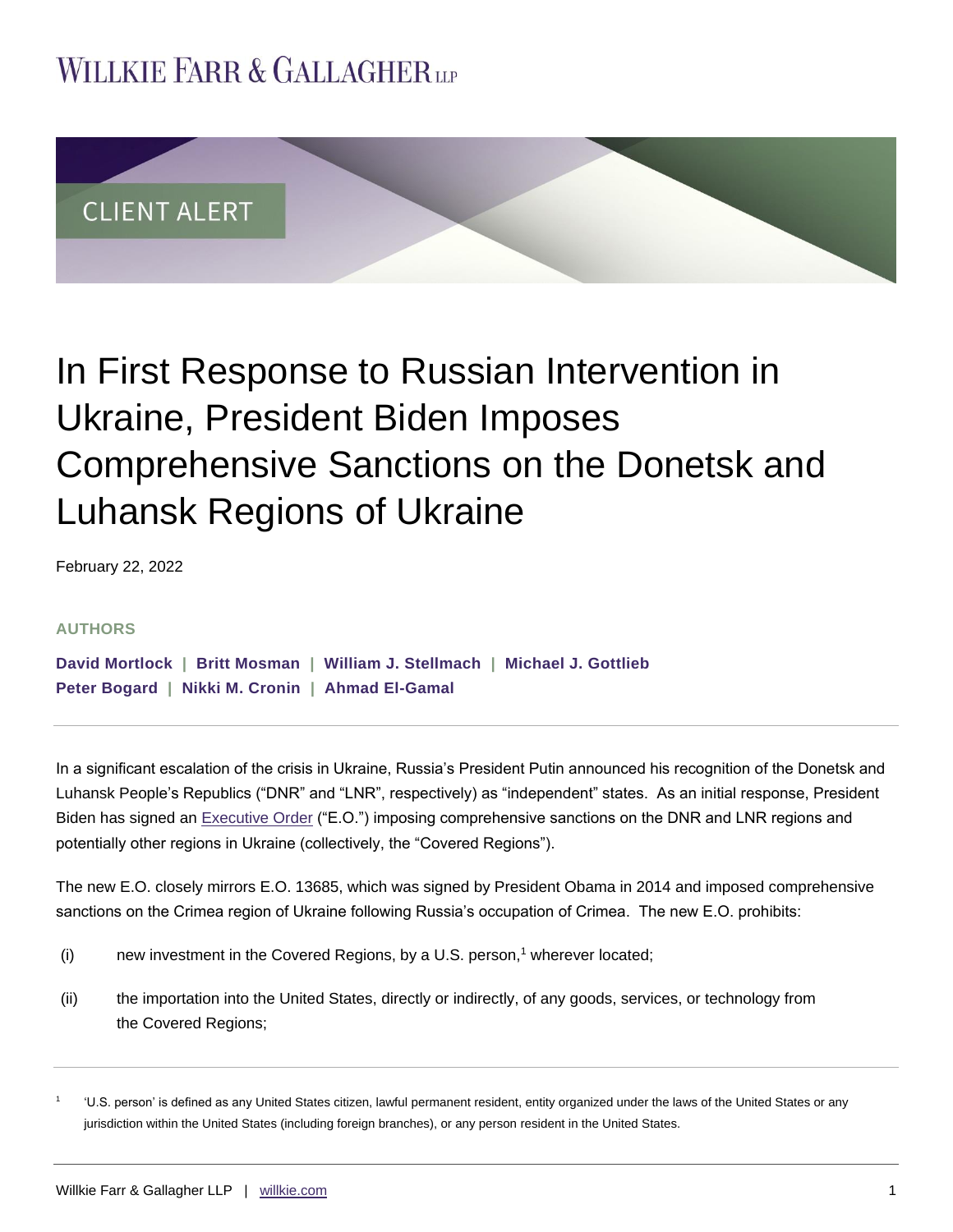# WILLKIE FARR & GALLAGHER LLP

CLIENT ALERT

# In First Response to Russian Intervention in Ukraine, President Biden Imposes Comprehensive Sanctions on the Donetsk and Luhansk Regions of Ukraine

February 22, 2022

**AUTHORS**

**David Mortlock | Britt Mosman | William J. Stellmach | Michael J. Gottlieb**
**Peter Bogard | Nikki M. Cronin | Ahmad El-Gamal**

---

In a significant escalation of the crisis in Ukraine, Russia's President Putin announced his recognition of the Donetsk and Luhansk People's Republics ("DNR" and "LNR", respectively) as "independent" states. As an initial response, President Biden has signed an Executive Order ("E.O.") imposing comprehensive sanctions on the DNR and LNR regions and potentially other regions in Ukraine (collectively, the "Covered Regions").

The new E.O. closely mirrors E.O. 13685, which was signed by President Obama in 2014 and imposed comprehensive sanctions on the Crimea region of Ukraine following Russia's occupation of Crimea. The new E.O. prohibits:

(i) new investment in the Covered Regions, by a U.S. person,[1] wherever located;

(ii) the importation into the United States, directly or indirectly, of any goods, services, or technology from the Covered Regions;

---

[1] 'U.S. person' is defined as any United States citizen, lawful permanent resident, entity organized under the laws of the United States or any jurisdiction within the United States (including foreign branches), or any person resident in the United States.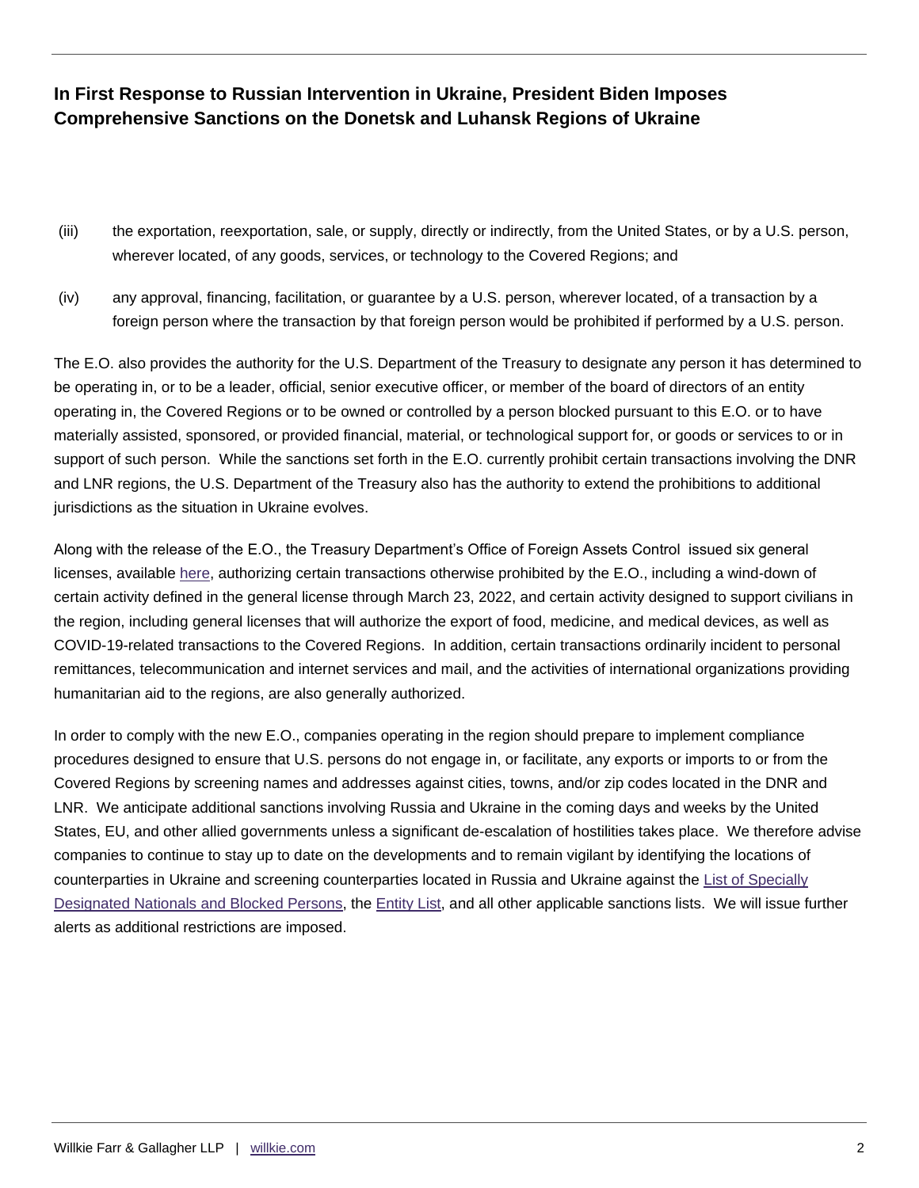(iii) the exportation, reexportation, sale, or supply, directly or indirectly, from the United States, or by a U.S. person, wherever located, of any goods, services, or technology to the Covered Regions; and

(iv) any approval, financing, facilitation, or guarantee by a U.S. person, wherever located, of a transaction by a foreign person where the transaction by that foreign person would be prohibited if performed by a U.S. person.

The E.O. also provides the authority for the U.S. Department of the Treasury to designate any person it has determined to be operating in, or to be a leader, official, senior executive officer, or member of the board of directors of an entity operating in, the Covered Regions or to be owned or controlled by a person blocked pursuant to this E.O. or to have materially assisted, sponsored, or provided financial, material, or technological support for, or goods or services to or in support of such person. While the sanctions set forth in the E.O. currently prohibit certain transactions involving the DNR and LNR regions, the U.S. Department of the Treasury also has the authority to extend the prohibitions to additional jurisdictions as the situation in Ukraine evolves.

Along with the release of the E.O., the Treasury Department's Office of Foreign Assets Control issued six general licenses, available here, authorizing certain transactions otherwise prohibited by the E.O., including a wind-down of certain activity defined in the general license through March 23, 2022, and certain activity designed to support civilians in the region, including general licenses that will authorize the export of food, medicine, and medical devices, as well as COVID-19-related transactions to the Covered Regions. In addition, certain transactions ordinarily incident to personal remittances, telecommunication and internet services and mail, and the activities of international organizations providing humanitarian aid to the regions, are also generally authorized.

In order to comply with the new E.O., companies operating in the region should prepare to implement compliance procedures designed to ensure that U.S. persons do not engage in, or facilitate, any exports or imports to or from the Covered Regions by screening names and addresses against cities, towns, and/or zip codes located in the DNR and LNR. We anticipate additional sanctions involving Russia and Ukraine in the coming days and weeks by the United States, EU, and other allied governments unless a significant de-escalation of hostilities takes place. We therefore advise companies to continue to stay up to date on the developments and to remain vigilant by identifying the locations of counterparties in Ukraine and screening counterparties located in Russia and Ukraine against the List of Specially Designated Nationals and Blocked Persons, the Entity List, and all other applicable sanctions lists. We will issue further alerts as additional restrictions are imposed.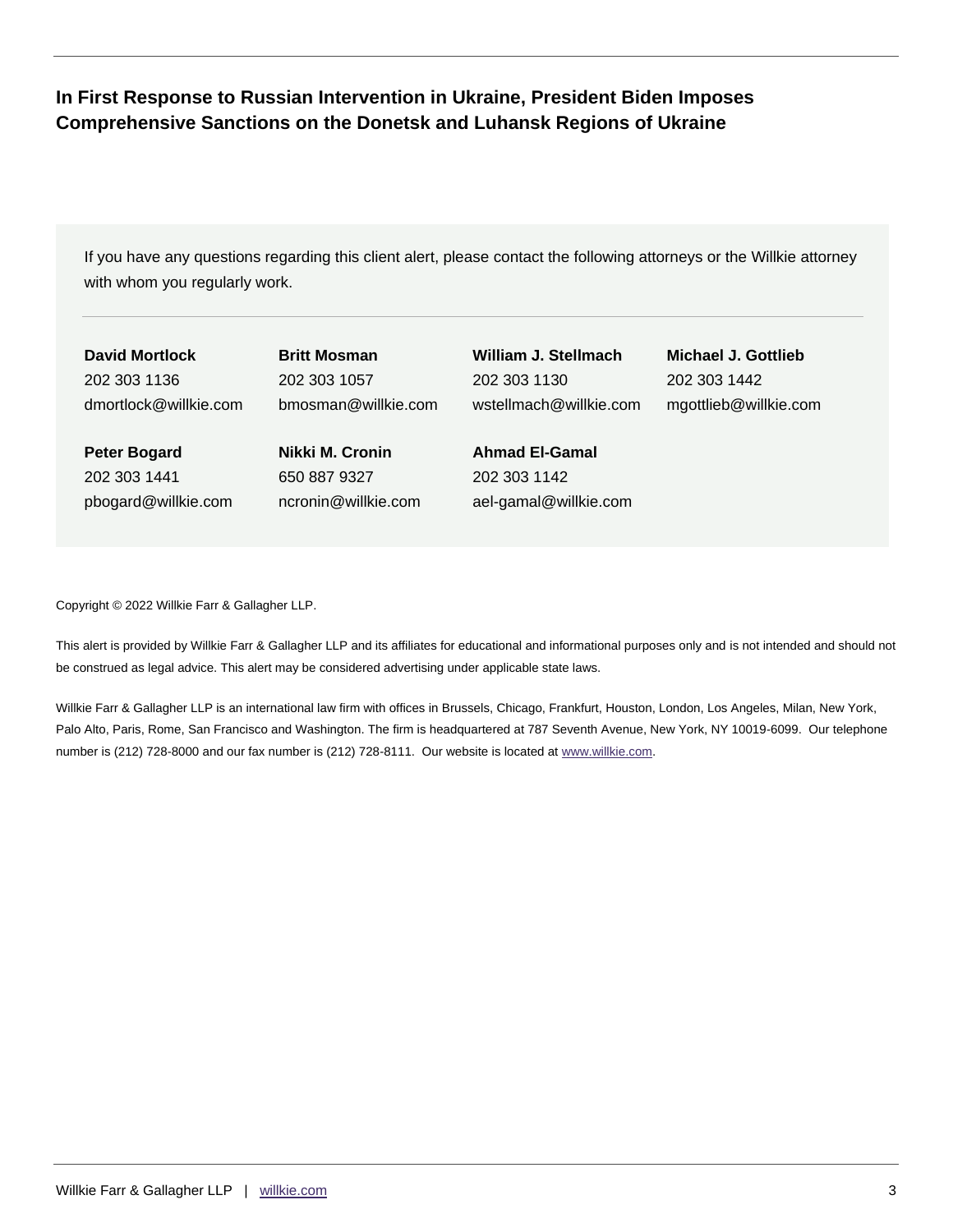**In First Response to Russian Intervention in Ukraine, President Biden Imposes Comprehensive Sanctions on the Donetsk and Luhansk Regions of Ukraine**

If you have any questions regarding this client alert, please contact the following attorneys or the Willkie attorney with whom you regularly work.

**David Mortlock**
202 303 1136
dmortlock@willkie.com

**Britt Mosman**
202 303 1057
bmosman@willkie.com

**William J. Stellmach**
202 303 1130
wstellmach@willkie.com

**Michael J. Gottlieb**
202 303 1442
mgottlieb@willkie.com

**Peter Bogard**
202 303 1441
pbogard@willkie.com

**Nikki M. Cronin**
650 887 9327
ncronin@willkie.com

**Ahmad El-Gamal**
202 303 1142
ael-gamal@willkie.com

Copyright © 2022 Willkie Farr & Gallagher LLP.

This alert is provided by Willkie Farr & Gallagher LLP and its affiliates for educational and informational purposes only and is not intended and should not be construed as legal advice. This alert may be considered advertising under applicable state laws.

Willkie Farr & Gallagher LLP is an international law firm with offices in Brussels, Chicago, Frankfurt, Houston, London, Los Angeles, Milan, New York, Palo Alto, Paris, Rome, San Francisco and Washington. The firm is headquartered at 787 Seventh Avenue, New York, NY 10019-6099. Our telephone number is (212) 728-8000 and our fax number is (212) 728-8111. Our website is located at www.willkie.com.